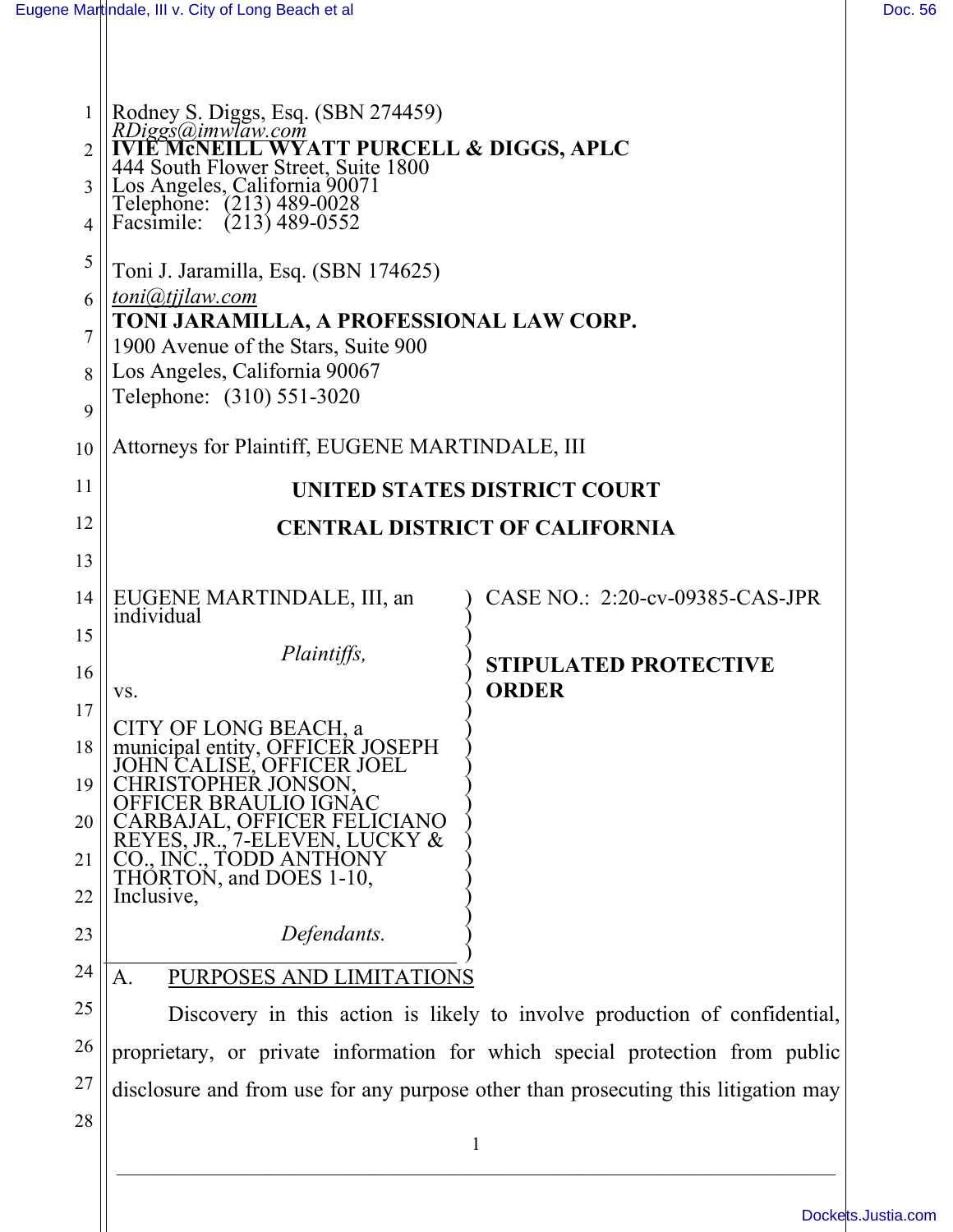Rodney S. Diggs, Esq. (SBN 274459)
*RDiggs@imwlaw.com*
**IVIE McNEILL WYATT PURCELL & DIGGS, APLC**
444 South Flower Street, Suite 1800
Los Angeles, California 90071
Telephone: (213) 489-0028
Facsimile: (213) 489-0552

Toni J. Jaramilla, Esq. (SBN 174625)
toni@tjjlaw.com
**TONI JARAMILLA, A PROFESSIONAL LAW CORP.**
1900 Avenue of the Stars, Suite 900
Los Angeles, California 90067
Telephone: (310) 551-3020

Attorneys for Plaintiff, EUGENE MARTINDALE, III

**UNITED STATES DISTRICT COURT**

**CENTRAL DISTRICT OF CALIFORNIA**

EUGENE MARTINDALE, III, an individual

*Plaintiffs,*

vs.

CITY OF LONG BEACH, a municipal entity, OFFICER JOSEPH JOHN CALISE, OFFICER JOEL CHRISTOPHER JONSON, OFFICER BRAULIO IGNAC CARBAJAL, OFFICER FELICIANO REYES, JR., 7-ELEVEN, LUCKY & CO., INC., TODD ANTHONY THORTON, and DOES 1-10, Inclusive,

*Defendants.*

CASE NO.: 2:20-cv-09385-CAS-JPR

**STIPULATED PROTECTIVE ORDER**

A. PURPOSES AND LIMITATIONS

Discovery in this action is likely to involve production of confidential, proprietary, or private information for which special protection from public disclosure and from use for any purpose other than prosecuting this litigation may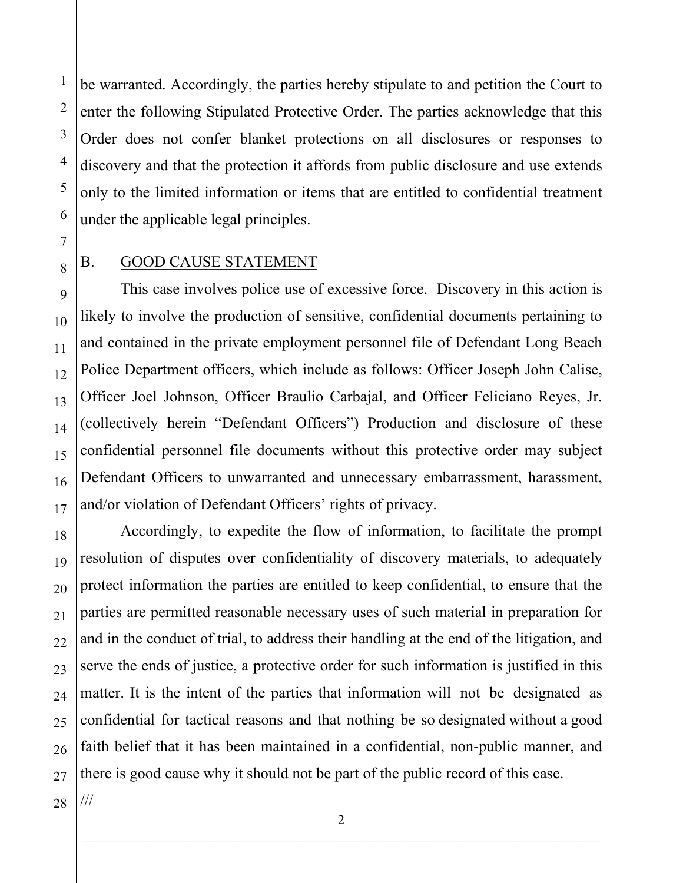be warranted. Accordingly, the parties hereby stipulate to and petition the Court to enter the following Stipulated Protective Order. The parties acknowledge that this Order does not confer blanket protections on all disclosures or responses to discovery and that the protection it affords from public disclosure and use extends only to the limited information or items that are entitled to confidential treatment under the applicable legal principles.

## B. GOOD CAUSE STATEMENT

This case involves police use of excessive force. Discovery in this action is likely to involve the production of sensitive, confidential documents pertaining to and contained in the private employment personnel file of Defendant Long Beach Police Department officers, which include as follows: Officer Joseph John Calise, Officer Joel Johnson, Officer Braulio Carbajal, and Officer Feliciano Reyes, Jr. (collectively herein "Defendant Officers") Production and disclosure of these confidential personnel file documents without this protective order may subject Defendant Officers to unwarranted and unnecessary embarrassment, harassment, and/or violation of Defendant Officers' rights of privacy.

Accordingly, to expedite the flow of information, to facilitate the prompt resolution of disputes over confidentiality of discovery materials, to adequately protect information the parties are entitled to keep confidential, to ensure that the parties are permitted reasonable necessary uses of such material in preparation for and in the conduct of trial, to address their handling at the end of the litigation, and serve the ends of justice, a protective order for such information is justified in this matter. It is the intent of the parties that information will not be designated as confidential for tactical reasons and that nothing be so designated without a good faith belief that it has been maintained in a confidential, non-public manner, and there is good cause why it should not be part of the public record of this case.

///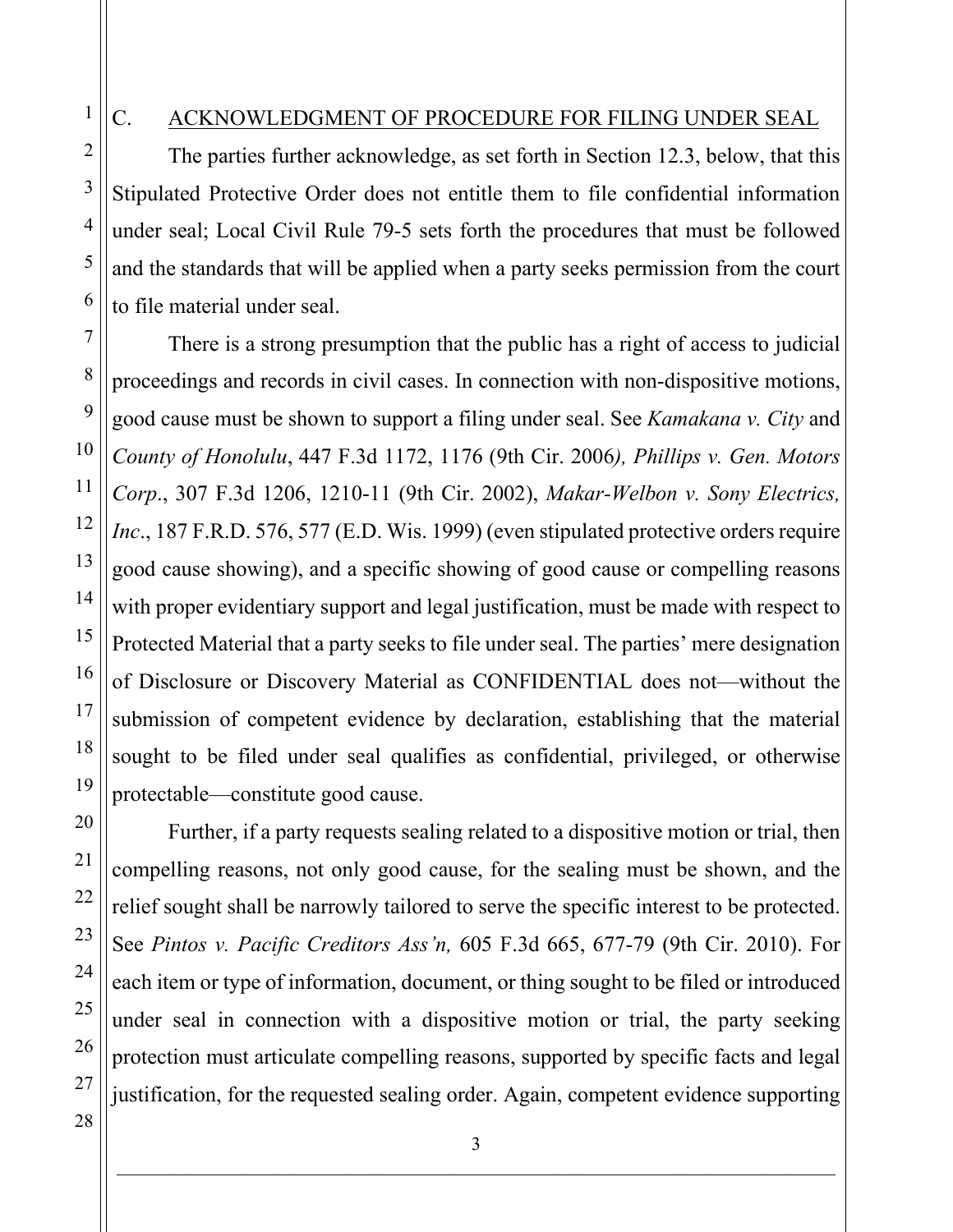## C. <u>ACKNOWLEDGMENT OF PROCEDURE FOR FILING UNDER SEAL</u>

The parties further acknowledge, as set forth in Section 12.3, below, that this Stipulated Protective Order does not entitle them to file confidential information under seal; Local Civil Rule 79-5 sets forth the procedures that must be followed and the standards that will be applied when a party seeks permission from the court to file material under seal.

There is a strong presumption that the public has a right of access to judicial proceedings and records in civil cases. In connection with non-dispositive motions, good cause must be shown to support a filing under seal. See *Kamakana v. City* and *County of Honolulu*, 447 F.3d 1172, 1176 (9th Cir. 2006*), Phillips v. Gen. Motors Corp*., 307 F.3d 1206, 1210-11 (9th Cir. 2002), *Makar-Welbon v. Sony Electrics, Inc*., 187 F.R.D. 576, 577 (E.D. Wis. 1999) (even stipulated protective orders require good cause showing), and a specific showing of good cause or compelling reasons with proper evidentiary support and legal justification, must be made with respect to Protected Material that a party seeks to file under seal. The parties' mere designation of Disclosure or Discovery Material as CONFIDENTIAL does not—without the submission of competent evidence by declaration, establishing that the material sought to be filed under seal qualifies as confidential, privileged, or otherwise protectable—constitute good cause.

Further, if a party requests sealing related to a dispositive motion or trial, then compelling reasons, not only good cause, for the sealing must be shown, and the relief sought shall be narrowly tailored to serve the specific interest to be protected. See *Pintos v. Pacific Creditors Ass'n,* 605 F.3d 665, 677-79 (9th Cir. 2010). For each item or type of information, document, or thing sought to be filed or introduced under seal in connection with a dispositive motion or trial, the party seeking protection must articulate compelling reasons, supported by specific facts and legal justification, for the requested sealing order. Again, competent evidence supporting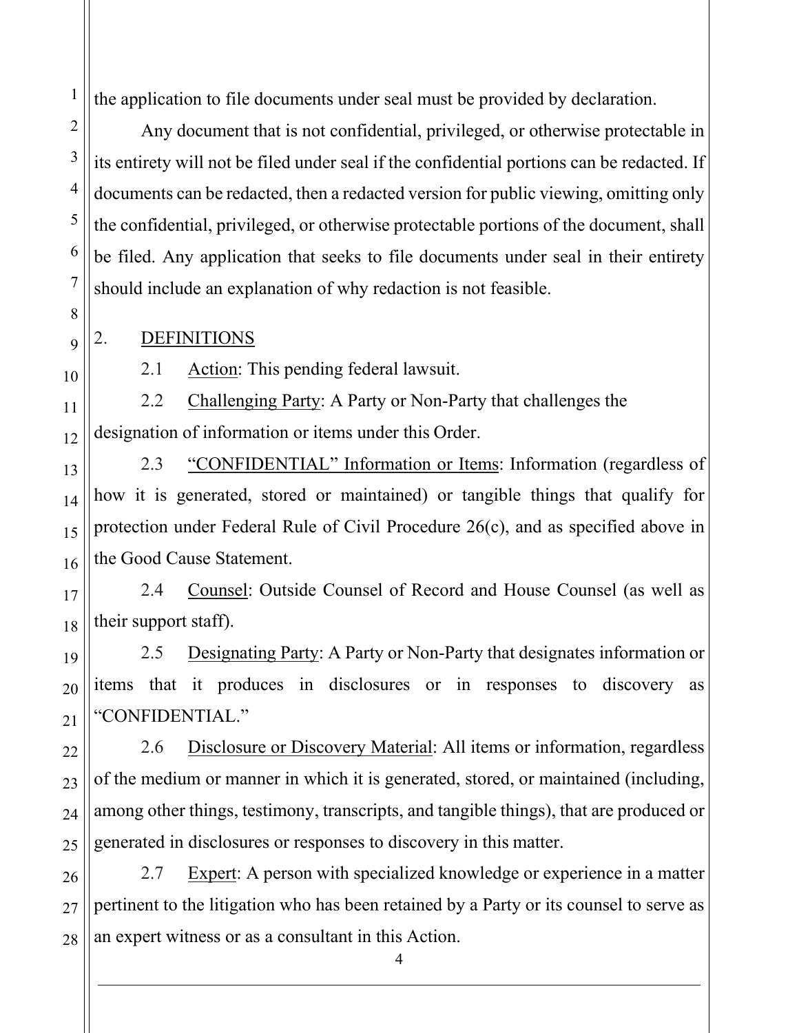the application to file documents under seal must be provided by declaration.

Any document that is not confidential, privileged, or otherwise protectable in its entirety will not be filed under seal if the confidential portions can be redacted. If documents can be redacted, then a redacted version for public viewing, omitting only the confidential, privileged, or otherwise protectable portions of the document, shall be filed. Any application that seeks to file documents under seal in their entirety should include an explanation of why redaction is not feasible.

## 2. DEFINITIONS

2.1 Action: This pending federal lawsuit.

2.2 Challenging Party: A Party or Non-Party that challenges the designation of information or items under this Order.

2.3 "CONFIDENTIAL" Information or Items: Information (regardless of how it is generated, stored or maintained) or tangible things that qualify for protection under Federal Rule of Civil Procedure 26(c), and as specified above in the Good Cause Statement.

2.4 Counsel: Outside Counsel of Record and House Counsel (as well as their support staff).

2.5 Designating Party: A Party or Non-Party that designates information or items that it produces in disclosures or in responses to discovery as "CONFIDENTIAL."

2.6 Disclosure or Discovery Material: All items or information, regardless of the medium or manner in which it is generated, stored, or maintained (including, among other things, testimony, transcripts, and tangible things), that are produced or generated in disclosures or responses to discovery in this matter.

2.7 Expert: A person with specialized knowledge or experience in a matter pertinent to the litigation who has been retained by a Party or its counsel to serve as an expert witness or as a consultant in this Action.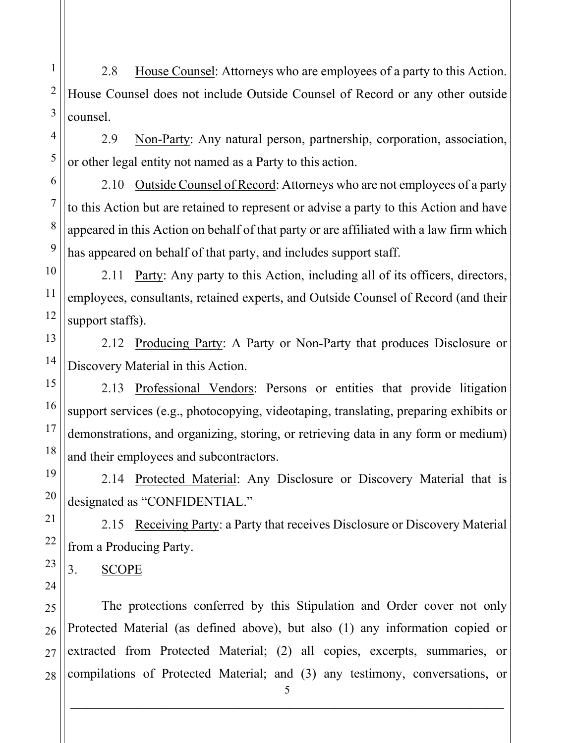2.8 House Counsel: Attorneys who are employees of a party to this Action. House Counsel does not include Outside Counsel of Record or any other outside counsel.

2.9 Non-Party: Any natural person, partnership, corporation, association, or other legal entity not named as a Party to this action.

2.10 Outside Counsel of Record: Attorneys who are not employees of a party to this Action but are retained to represent or advise a party to this Action and have appeared in this Action on behalf of that party or are affiliated with a law firm which has appeared on behalf of that party, and includes support staff.

2.11 Party: Any party to this Action, including all of its officers, directors, employees, consultants, retained experts, and Outside Counsel of Record (and their support staffs).

2.12 Producing Party: A Party or Non-Party that produces Disclosure or Discovery Material in this Action.

2.13 Professional Vendors: Persons or entities that provide litigation support services (e.g., photocopying, videotaping, translating, preparing exhibits or demonstrations, and organizing, storing, or retrieving data in any form or medium) and their employees and subcontractors.

2.14 Protected Material: Any Disclosure or Discovery Material that is designated as "CONFIDENTIAL."

2.15 Receiving Party: a Party that receives Disclosure or Discovery Material from a Producing Party.

## 3. SCOPE

The protections conferred by this Stipulation and Order cover not only Protected Material (as defined above), but also (1) any information copied or extracted from Protected Material; (2) all copies, excerpts, summaries, or compilations of Protected Material; and (3) any testimony, conversations, or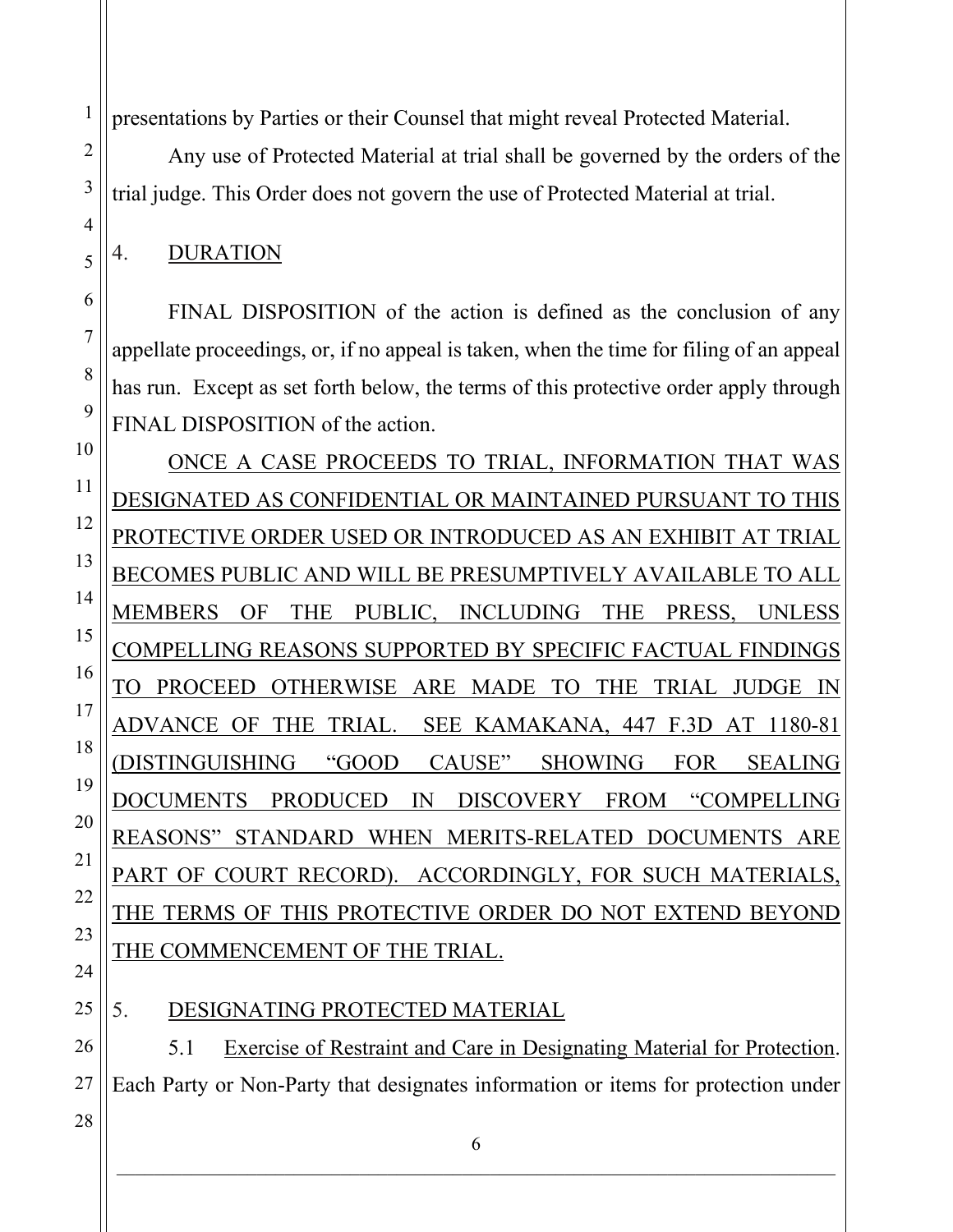presentations by Parties or their Counsel that might reveal Protected Material.

Any use of Protected Material at trial shall be governed by the orders of the trial judge. This Order does not govern the use of Protected Material at trial.

4. DURATION

FINAL DISPOSITION of the action is defined as the conclusion of any appellate proceedings, or, if no appeal is taken, when the time for filing of an appeal has run. Except as set forth below, the terms of this protective order apply through FINAL DISPOSITION of the action.

ONCE A CASE PROCEEDS TO TRIAL, INFORMATION THAT WAS DESIGNATED AS CONFIDENTIAL OR MAINTAINED PURSUANT TO THIS PROTECTIVE ORDER USED OR INTRODUCED AS AN EXHIBIT AT TRIAL BECOMES PUBLIC AND WILL BE PRESUMPTIVELY AVAILABLE TO ALL MEMBERS OF THE PUBLIC, INCLUDING THE PRESS, UNLESS COMPELLING REASONS SUPPORTED BY SPECIFIC FACTUAL FINDINGS TO PROCEED OTHERWISE ARE MADE TO THE TRIAL JUDGE IN ADVANCE OF THE TRIAL. SEE KAMAKANA, 447 F.3D AT 1180-81 (DISTINGUISHING "GOOD CAUSE" SHOWING FOR SEALING DOCUMENTS PRODUCED IN DISCOVERY FROM "COMPELLING REASONS" STANDARD WHEN MERITS-RELATED DOCUMENTS ARE PART OF COURT RECORD). ACCORDINGLY, FOR SUCH MATERIALS, THE TERMS OF THIS PROTECTIVE ORDER DO NOT EXTEND BEYOND THE COMMENCEMENT OF THE TRIAL.

5. DESIGNATING PROTECTED MATERIAL

5.1 Exercise of Restraint and Care in Designating Material for Protection. Each Party or Non-Party that designates information or items for protection under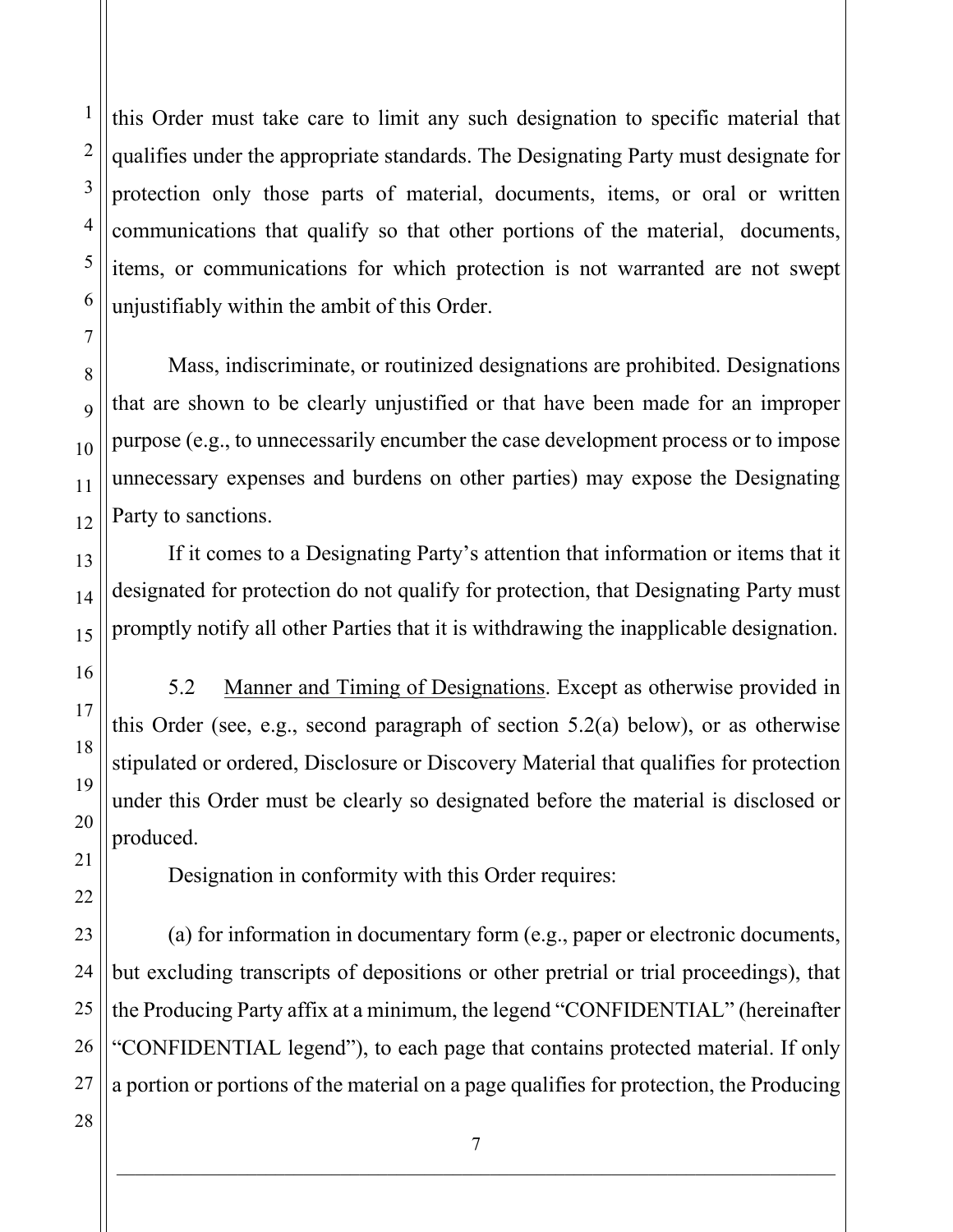this Order must take care to limit any such designation to specific material that qualifies under the appropriate standards. The Designating Party must designate for protection only those parts of material, documents, items, or oral or written communications that qualify so that other portions of the material, documents, items, or communications for which protection is not warranted are not swept unjustifiably within the ambit of this Order.

Mass, indiscriminate, or routinized designations are prohibited. Designations that are shown to be clearly unjustified or that have been made for an improper purpose (e.g., to unnecessarily encumber the case development process or to impose unnecessary expenses and burdens on other parties) may expose the Designating Party to sanctions.

If it comes to a Designating Party's attention that information or items that it designated for protection do not qualify for protection, that Designating Party must promptly notify all other Parties that it is withdrawing the inapplicable designation.

5.2 Manner and Timing of Designations. Except as otherwise provided in this Order (see, e.g., second paragraph of section 5.2(a) below), or as otherwise stipulated or ordered, Disclosure or Discovery Material that qualifies for protection under this Order must be clearly so designated before the material is disclosed or produced.

Designation in conformity with this Order requires:

(a) for information in documentary form (e.g., paper or electronic documents, but excluding transcripts of depositions or other pretrial or trial proceedings), that the Producing Party affix at a minimum, the legend "CONFIDENTIAL" (hereinafter "CONFIDENTIAL legend"), to each page that contains protected material. If only a portion or portions of the material on a page qualifies for protection, the Producing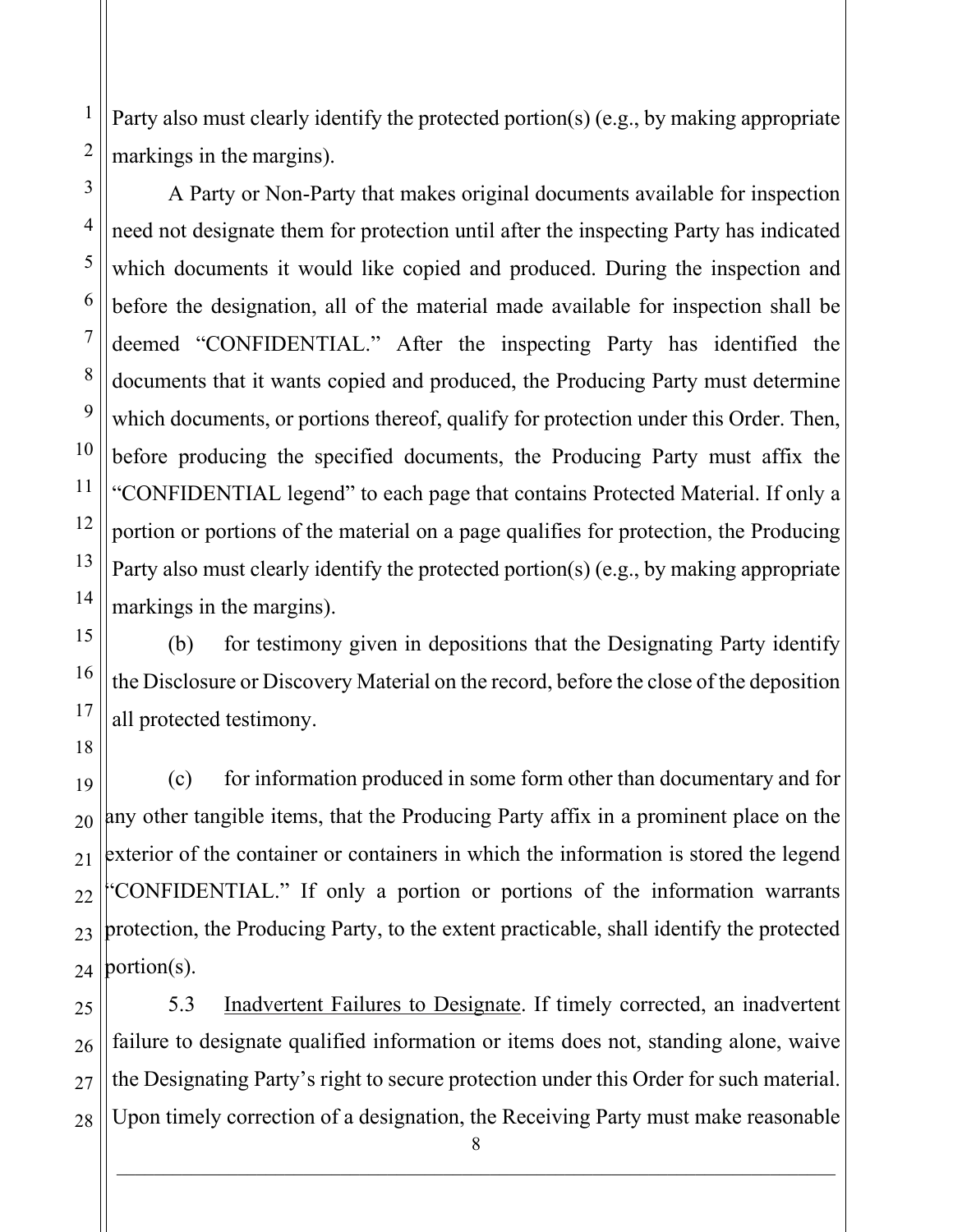Party also must clearly identify the protected portion(s) (e.g., by making appropriate markings in the margins).

A Party or Non-Party that makes original documents available for inspection need not designate them for protection until after the inspecting Party has indicated which documents it would like copied and produced. During the inspection and before the designation, all of the material made available for inspection shall be deemed "CONFIDENTIAL." After the inspecting Party has identified the documents that it wants copied and produced, the Producing Party must determine which documents, or portions thereof, qualify for protection under this Order. Then, before producing the specified documents, the Producing Party must affix the "CONFIDENTIAL legend" to each page that contains Protected Material. If only a portion or portions of the material on a page qualifies for protection, the Producing Party also must clearly identify the protected portion(s) (e.g., by making appropriate markings in the margins).

(b) for testimony given in depositions that the Designating Party identify the Disclosure or Discovery Material on the record, before the close of the deposition all protected testimony.

(c) for information produced in some form other than documentary and for any other tangible items, that the Producing Party affix in a prominent place on the exterior of the container or containers in which the information is stored the legend "CONFIDENTIAL." If only a portion or portions of the information warrants protection, the Producing Party, to the extent practicable, shall identify the protected portion(s).

5.3 Inadvertent Failures to Designate. If timely corrected, an inadvertent failure to designate qualified information or items does not, standing alone, waive the Designating Party's right to secure protection under this Order for such material. Upon timely correction of a designation, the Receiving Party must make reasonable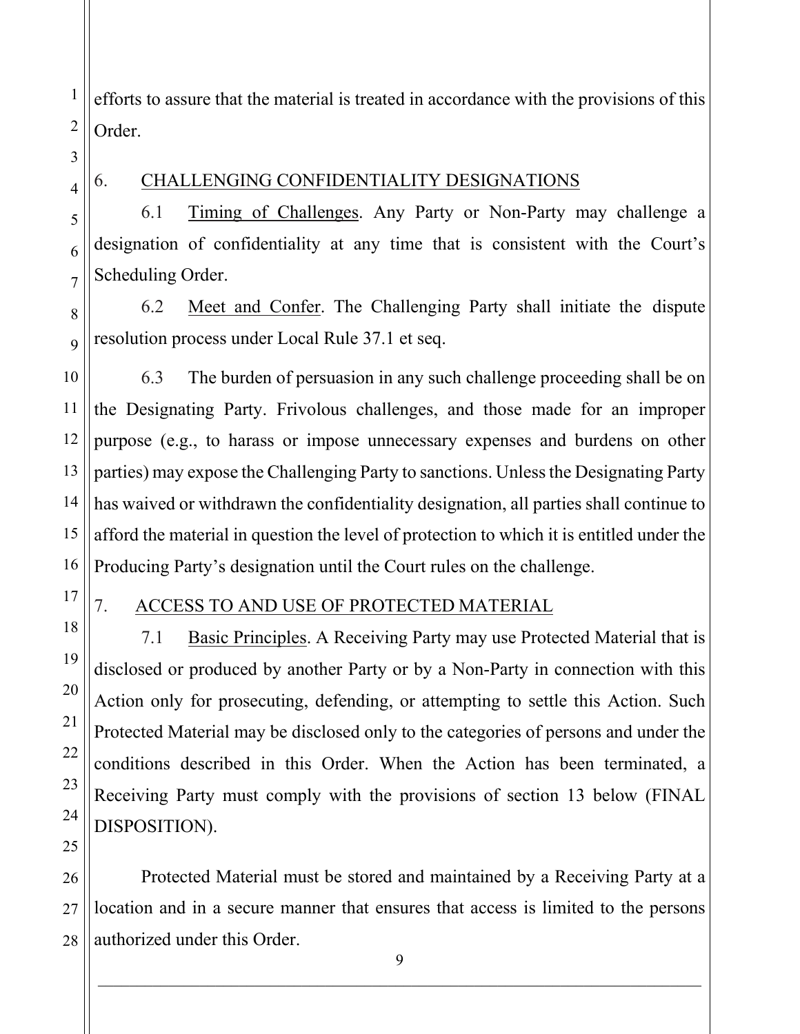efforts to assure that the material is treated in accordance with the provisions of this Order.

6. CHALLENGING CONFIDENTIALITY DESIGNATIONS

6.1 Timing of Challenges. Any Party or Non-Party may challenge a designation of confidentiality at any time that is consistent with the Court's Scheduling Order.

6.2 Meet and Confer. The Challenging Party shall initiate the dispute resolution process under Local Rule 37.1 et seq.

6.3 The burden of persuasion in any such challenge proceeding shall be on the Designating Party. Frivolous challenges, and those made for an improper purpose (e.g., to harass or impose unnecessary expenses and burdens on other parties) may expose the Challenging Party to sanctions. Unless the Designating Party has waived or withdrawn the confidentiality designation, all parties shall continue to afford the material in question the level of protection to which it is entitled under the Producing Party's designation until the Court rules on the challenge.

7. ACCESS TO AND USE OF PROTECTED MATERIAL

7.1 Basic Principles. A Receiving Party may use Protected Material that is disclosed or produced by another Party or by a Non-Party in connection with this Action only for prosecuting, defending, or attempting to settle this Action. Such Protected Material may be disclosed only to the categories of persons and under the conditions described in this Order. When the Action has been terminated, a Receiving Party must comply with the provisions of section 13 below (FINAL DISPOSITION).

Protected Material must be stored and maintained by a Receiving Party at a location and in a secure manner that ensures that access is limited to the persons authorized under this Order.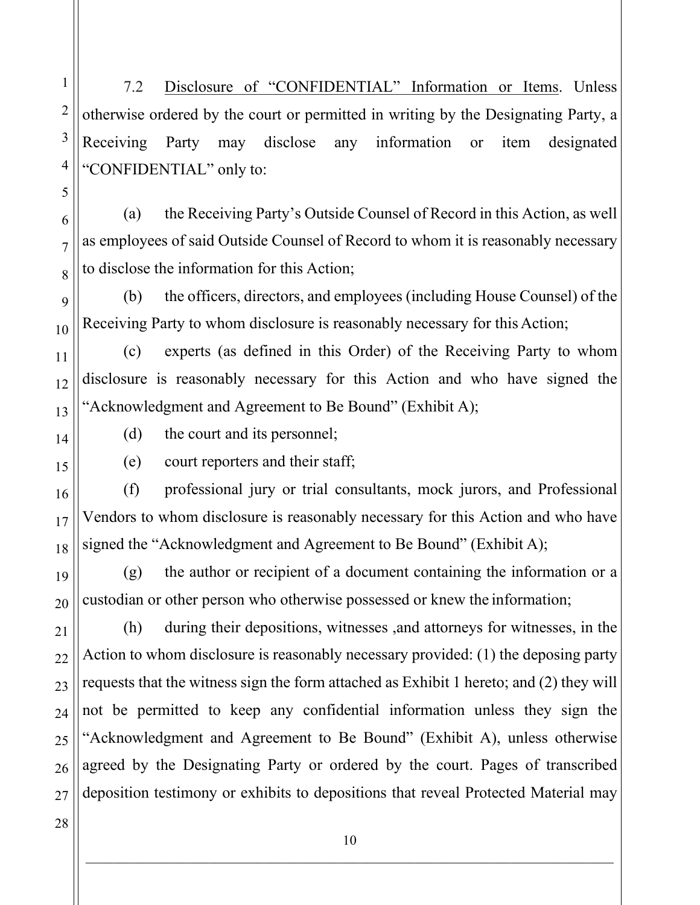7.2 Disclosure of "CONFIDENTIAL" Information or Items. Unless otherwise ordered by the court or permitted in writing by the Designating Party, a Receiving Party may disclose any information or item designated "CONFIDENTIAL" only to:

(a) the Receiving Party's Outside Counsel of Record in this Action, as well as employees of said Outside Counsel of Record to whom it is reasonably necessary to disclose the information for this Action;

(b) the officers, directors, and employees (including House Counsel) of the Receiving Party to whom disclosure is reasonably necessary for this Action;

(c) experts (as defined in this Order) of the Receiving Party to whom disclosure is reasonably necessary for this Action and who have signed the "Acknowledgment and Agreement to Be Bound" (Exhibit A);

(d) the court and its personnel;

(e) court reporters and their staff;

(f) professional jury or trial consultants, mock jurors, and Professional Vendors to whom disclosure is reasonably necessary for this Action and who have signed the "Acknowledgment and Agreement to Be Bound" (Exhibit A);

(g) the author or recipient of a document containing the information or a custodian or other person who otherwise possessed or knew the information;

(h) during their depositions, witnesses ,and attorneys for witnesses, in the Action to whom disclosure is reasonably necessary provided: (1) the deposing party requests that the witness sign the form attached as Exhibit 1 hereto; and (2) they will not be permitted to keep any confidential information unless they sign the "Acknowledgment and Agreement to Be Bound" (Exhibit A), unless otherwise agreed by the Designating Party or ordered by the court. Pages of transcribed deposition testimony or exhibits to depositions that reveal Protected Material may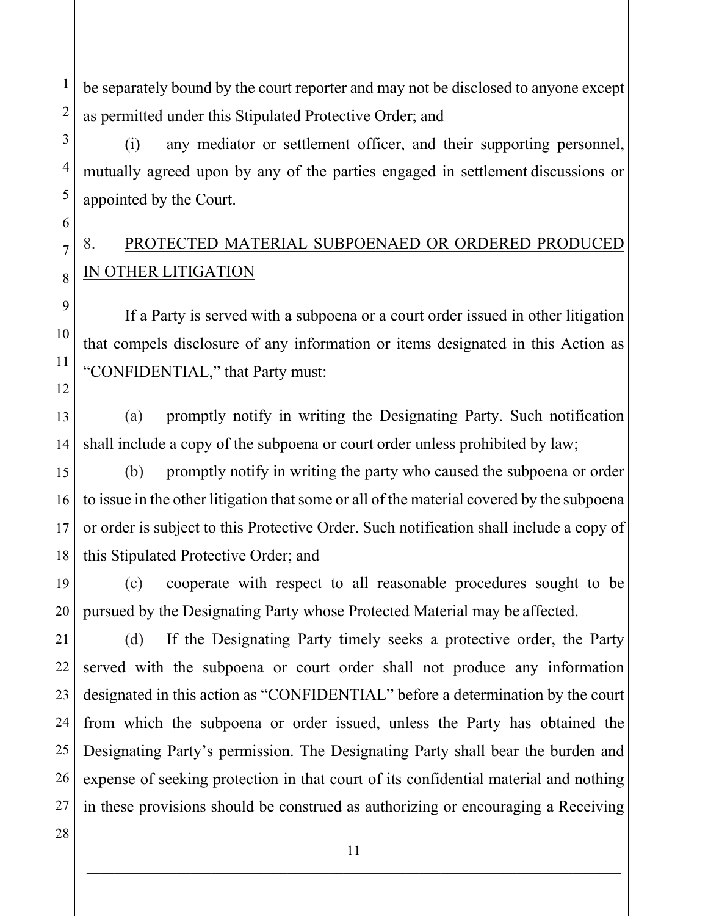be separately bound by the court reporter and may not be disclosed to anyone except as permitted under this Stipulated Protective Order; and

(i) any mediator or settlement officer, and their supporting personnel, mutually agreed upon by any of the parties engaged in settlement discussions or appointed by the Court.

## 8. <u>PROTECTED MATERIAL SUBPOENAED OR ORDERED PRODUCED IN OTHER LITIGATION</u>

If a Party is served with a subpoena or a court order issued in other litigation that compels disclosure of any information or items designated in this Action as "CONFIDENTIAL," that Party must:

(a) promptly notify in writing the Designating Party. Such notification shall include a copy of the subpoena or court order unless prohibited by law;

(b) promptly notify in writing the party who caused the subpoena or order to issue in the other litigation that some or all of the material covered by the subpoena or order is subject to this Protective Order. Such notification shall include a copy of this Stipulated Protective Order; and

(c) cooperate with respect to all reasonable procedures sought to be pursued by the Designating Party whose Protected Material may be affected.

(d) If the Designating Party timely seeks a protective order, the Party served with the subpoena or court order shall not produce any information designated in this action as "CONFIDENTIAL" before a determination by the court from which the subpoena or order issued, unless the Party has obtained the Designating Party's permission. The Designating Party shall bear the burden and expense of seeking protection in that court of its confidential material and nothing in these provisions should be construed as authorizing or encouraging a Receiving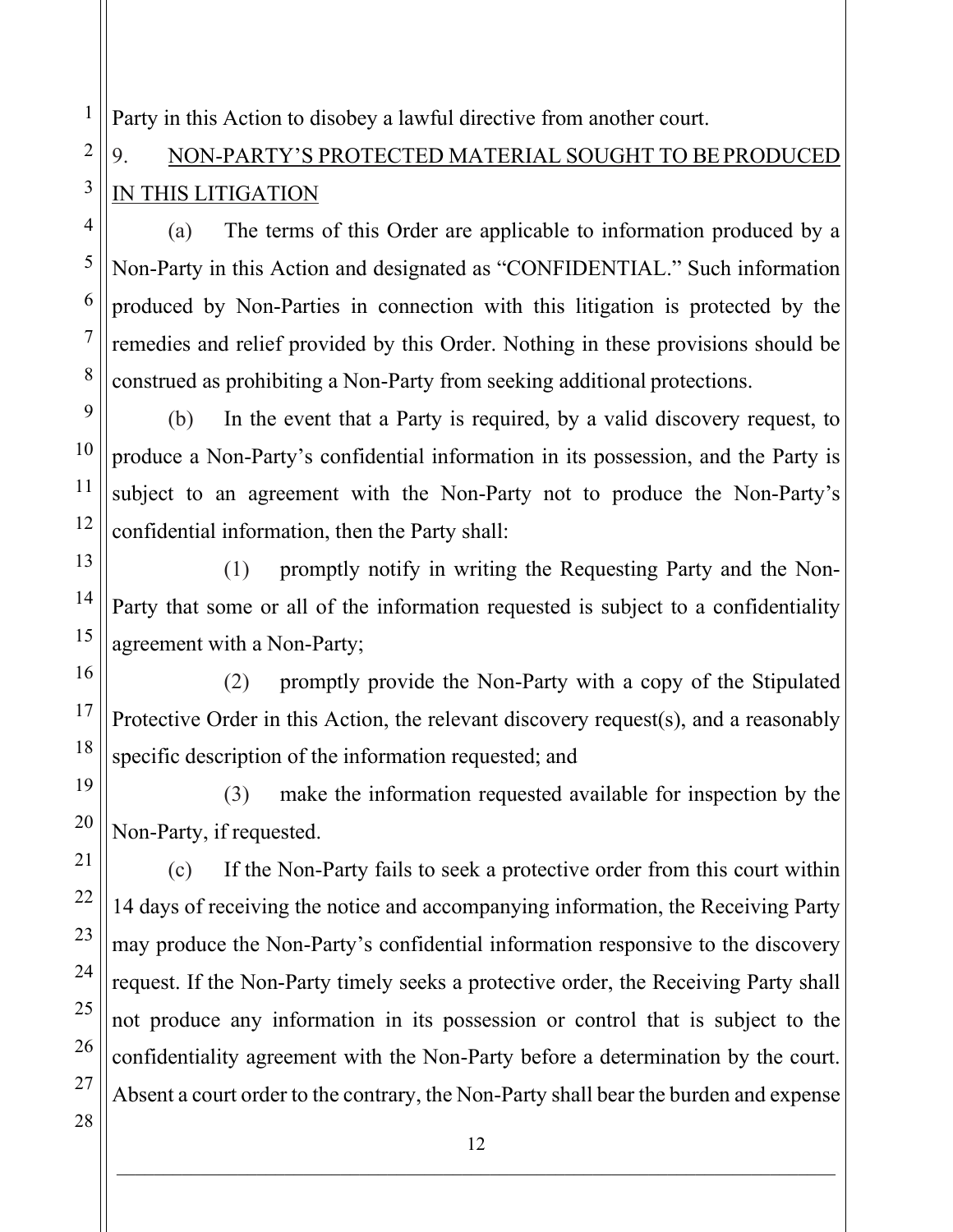Party in this Action to disobey a lawful directive from another court.

9. NON-PARTY'S PROTECTED MATERIAL SOUGHT TO BE PRODUCED IN THIS LITIGATION

(a) The terms of this Order are applicable to information produced by a Non-Party in this Action and designated as "CONFIDENTIAL." Such information produced by Non-Parties in connection with this litigation is protected by the remedies and relief provided by this Order. Nothing in these provisions should be construed as prohibiting a Non-Party from seeking additional protections.

(b) In the event that a Party is required, by a valid discovery request, to produce a Non-Party's confidential information in its possession, and the Party is subject to an agreement with the Non-Party not to produce the Non-Party's confidential information, then the Party shall:

(1) promptly notify in writing the Requesting Party and the Non-Party that some or all of the information requested is subject to a confidentiality agreement with a Non-Party;

(2) promptly provide the Non-Party with a copy of the Stipulated Protective Order in this Action, the relevant discovery request(s), and a reasonably specific description of the information requested; and

(3) make the information requested available for inspection by the Non-Party, if requested.

(c) If the Non-Party fails to seek a protective order from this court within 14 days of receiving the notice and accompanying information, the Receiving Party may produce the Non-Party's confidential information responsive to the discovery request. If the Non-Party timely seeks a protective order, the Receiving Party shall not produce any information in its possession or control that is subject to the confidentiality agreement with the Non-Party before a determination by the court. Absent a court order to the contrary, the Non-Party shall bear the burden and expense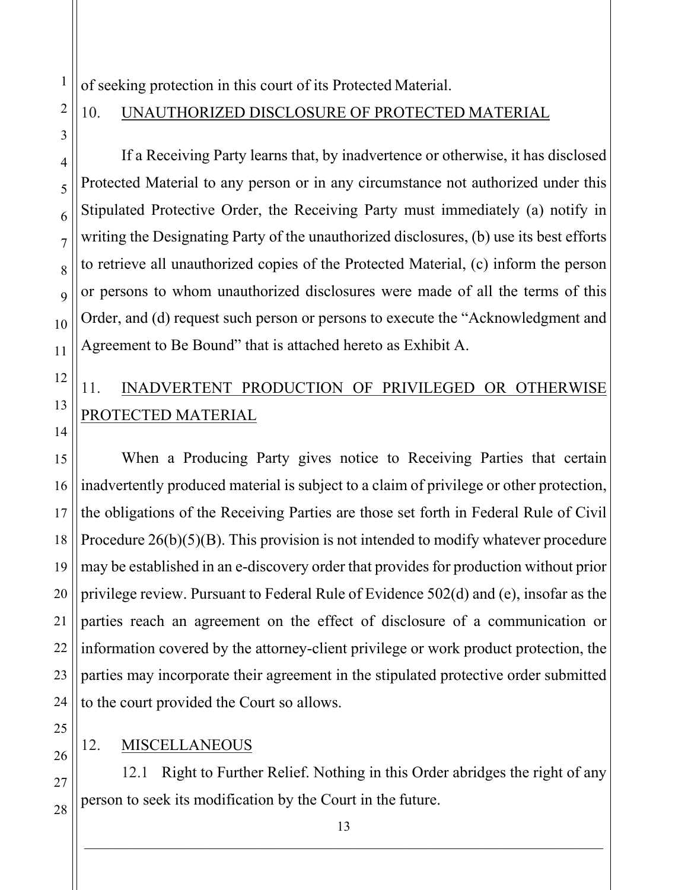of seeking protection in this court of its Protected Material.

## 10. UNAUTHORIZED DISCLOSURE OF PROTECTED MATERIAL

If a Receiving Party learns that, by inadvertence or otherwise, it has disclosed Protected Material to any person or in any circumstance not authorized under this Stipulated Protective Order, the Receiving Party must immediately (a) notify in writing the Designating Party of the unauthorized disclosures, (b) use its best efforts to retrieve all unauthorized copies of the Protected Material, (c) inform the person or persons to whom unauthorized disclosures were made of all the terms of this Order, and (d) request such person or persons to execute the "Acknowledgment and Agreement to Be Bound" that is attached hereto as Exhibit A.

## 11. INADVERTENT PRODUCTION OF PRIVILEGED OR OTHERWISE PROTECTED MATERIAL

When a Producing Party gives notice to Receiving Parties that certain inadvertently produced material is subject to a claim of privilege or other protection, the obligations of the Receiving Parties are those set forth in Federal Rule of Civil Procedure 26(b)(5)(B). This provision is not intended to modify whatever procedure may be established in an e-discovery order that provides for production without prior privilege review. Pursuant to Federal Rule of Evidence 502(d) and (e), insofar as the parties reach an agreement on the effect of disclosure of a communication or information covered by the attorney-client privilege or work product protection, the parties may incorporate their agreement in the stipulated protective order submitted to the court provided the Court so allows.

## 12. MISCELLANEOUS

12.1 Right to Further Relief. Nothing in this Order abridges the right of any person to seek its modification by the Court in the future.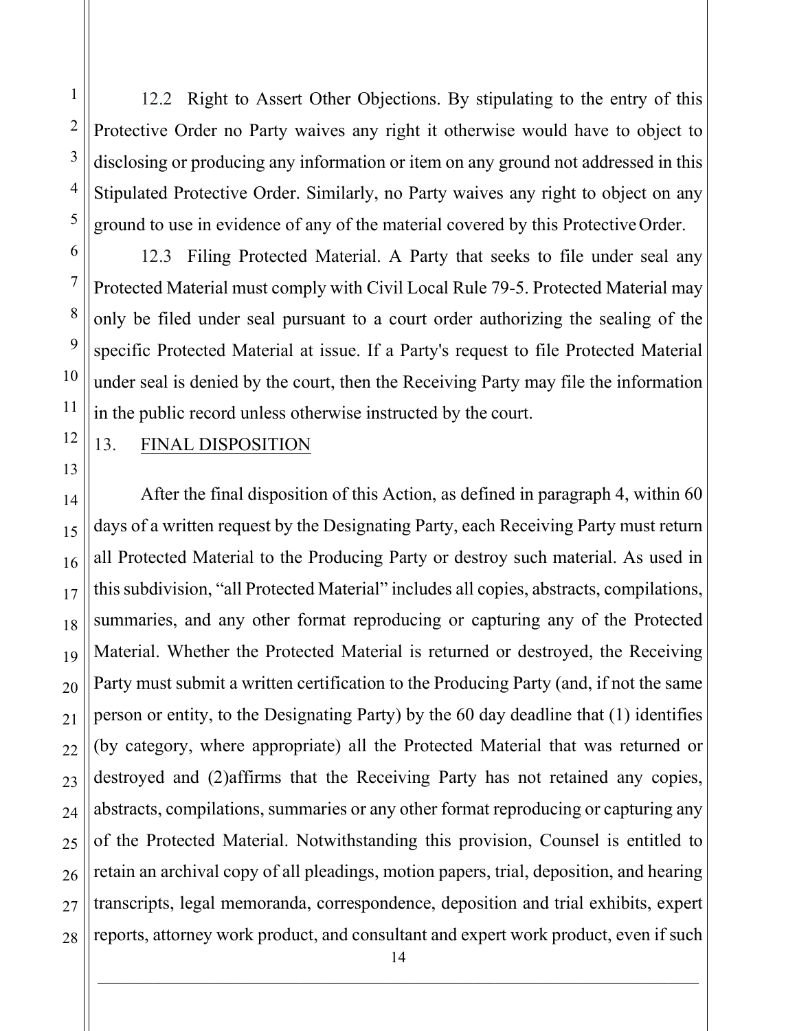12.2 Right to Assert Other Objections. By stipulating to the entry of this Protective Order no Party waives any right it otherwise would have to object to disclosing or producing any information or item on any ground not addressed in this Stipulated Protective Order. Similarly, no Party waives any right to object on any ground to use in evidence of any of the material covered by this Protective Order.

12.3 Filing Protected Material. A Party that seeks to file under seal any Protected Material must comply with Civil Local Rule 79-5. Protected Material may only be filed under seal pursuant to a court order authorizing the sealing of the specific Protected Material at issue. If a Party's request to file Protected Material under seal is denied by the court, then the Receiving Party may file the information in the public record unless otherwise instructed by the court.

## 13. FINAL DISPOSITION

After the final disposition of this Action, as defined in paragraph 4, within 60 days of a written request by the Designating Party, each Receiving Party must return all Protected Material to the Producing Party or destroy such material. As used in this subdivision, "all Protected Material" includes all copies, abstracts, compilations, summaries, and any other format reproducing or capturing any of the Protected Material. Whether the Protected Material is returned or destroyed, the Receiving Party must submit a written certification to the Producing Party (and, if not the same person or entity, to the Designating Party) by the 60 day deadline that (1) identifies (by category, where appropriate) all the Protected Material that was returned or destroyed and (2)affirms that the Receiving Party has not retained any copies, abstracts, compilations, summaries or any other format reproducing or capturing any of the Protected Material. Notwithstanding this provision, Counsel is entitled to retain an archival copy of all pleadings, motion papers, trial, deposition, and hearing transcripts, legal memoranda, correspondence, deposition and trial exhibits, expert reports, attorney work product, and consultant and expert work product, even if such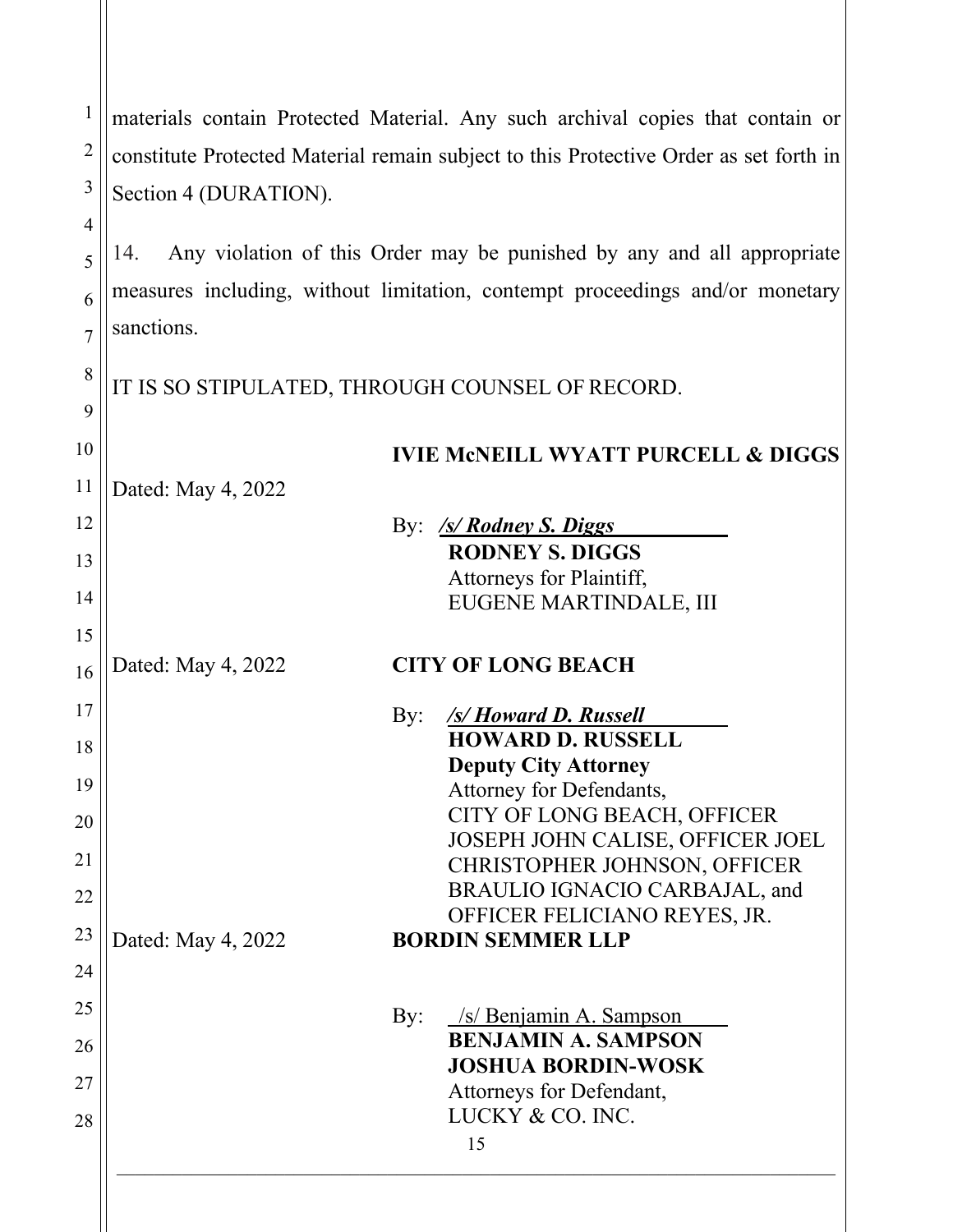materials contain Protected Material. Any such archival copies that contain or constitute Protected Material remain subject to this Protective Order as set forth in Section 4 (DURATION).

14. Any violation of this Order may be punished by any and all appropriate measures including, without limitation, contempt proceedings and/or monetary sanctions.

IT IS SO STIPULATED, THROUGH COUNSEL OF RECORD.

Dated: May 4, 2022

**IVIE McNEILL WYATT PURCELL & DIGGS**

By: ***/s/ Rodney S. Diggs***
**RODNEY S. DIGGS**
Attorneys for Plaintiff,
EUGENE MARTINDALE, III

Dated: May 4, 2022

**CITY OF LONG BEACH**

By: ***/s/ Howard D. Russell***
**HOWARD D. RUSSELL**
**Deputy City Attorney**
Attorney for Defendants,
CITY OF LONG BEACH, OFFICER JOSEPH JOHN CALISE, OFFICER JOEL CHRISTOPHER JOHNSON, OFFICER BRAULIO IGNACIO CARBAJAL, and OFFICER FELICIANO REYES, JR.

Dated: May 4, 2022

**BORDIN SEMMER LLP**

By: /s/ Benjamin A. Sampson
**BENJAMIN A. SAMPSON**
**JOSHUA BORDIN-WOSK**
Attorneys for Defendant,
LUCKY & CO. INC.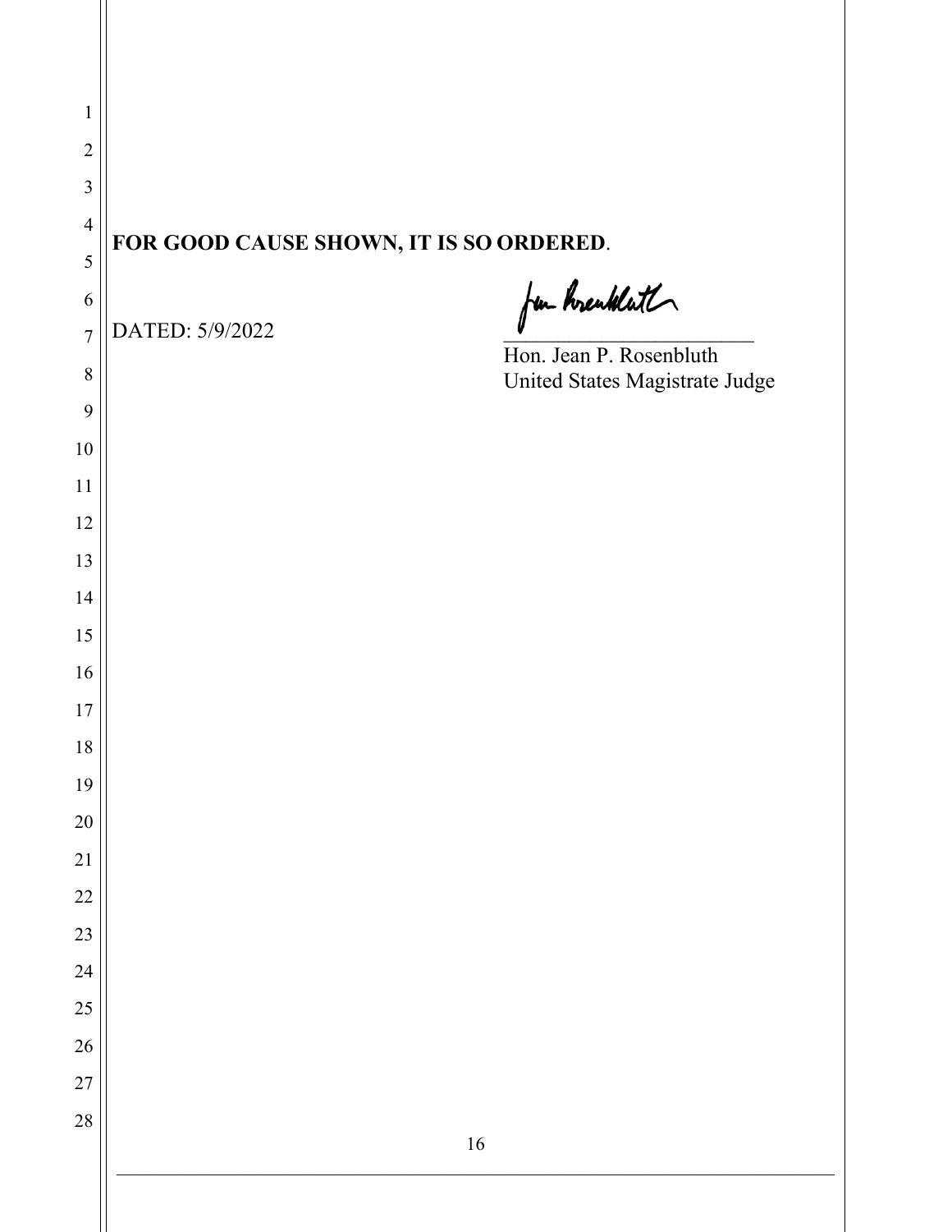**FOR GOOD CAUSE SHOWN, IT IS SO ORDERED**.

DATED: 5/9/2022

______________________________
Hon. Jean P. Rosenbluth
United States Magistrate Judge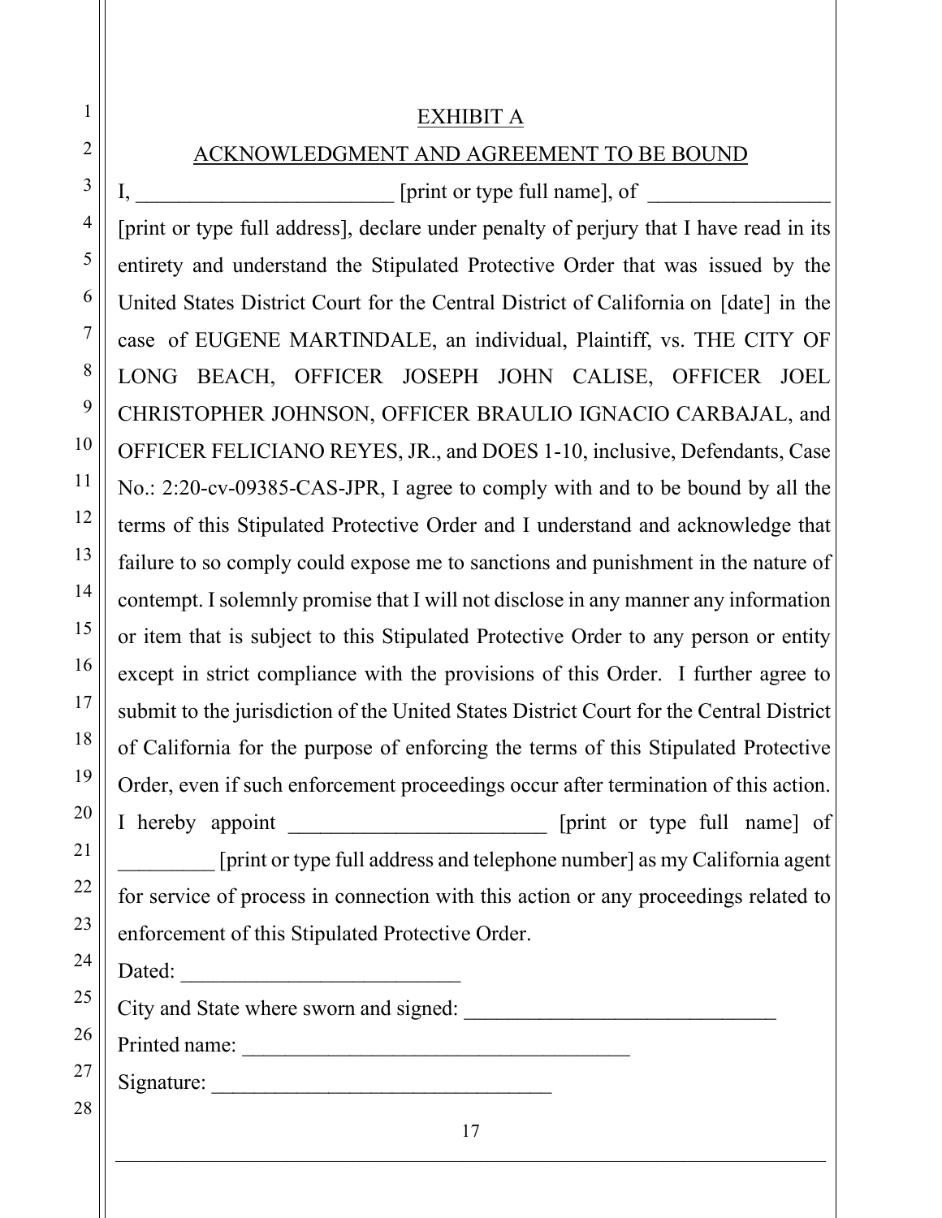EXHIBIT A

ACKNOWLEDGMENT AND AGREEMENT TO BE BOUND

I, ________________________ [print or type full name], of _________________ [print or type full address], declare under penalty of perjury that I have read in its entirety and understand the Stipulated Protective Order that was issued by the United States District Court for the Central District of California on [date] in the case of EUGENE MARTINDALE, an individual, Plaintiff, vs. THE CITY OF LONG BEACH, OFFICER JOSEPH JOHN CALISE, OFFICER JOEL CHRISTOPHER JOHNSON, OFFICER BRAULIO IGNACIO CARBAJAL, and OFFICER FELICIANO REYES, JR., and DOES 1-10, inclusive, Defendants, Case No.: 2:20-cv-09385-CAS-JPR, I agree to comply with and to be bound by all the terms of this Stipulated Protective Order and I understand and acknowledge that failure to so comply could expose me to sanctions and punishment in the nature of contempt. I solemnly promise that I will not disclose in any manner any information or item that is subject to this Stipulated Protective Order to any person or entity except in strict compliance with the provisions of this Order. I further agree to submit to the jurisdiction of the United States District Court for the Central District of California for the purpose of enforcing the terms of this Stipulated Protective Order, even if such enforcement proceedings occur after termination of this action. I hereby appoint ________________________ [print or type full name] of _________ [print or type full address and telephone number] as my California agent for service of process in connection with this action or any proceedings related to enforcement of this Stipulated Protective Order.

Dated: __________________________

City and State where sworn and signed: _____________________________

Printed name: ____________________________________

Signature: ________________________________